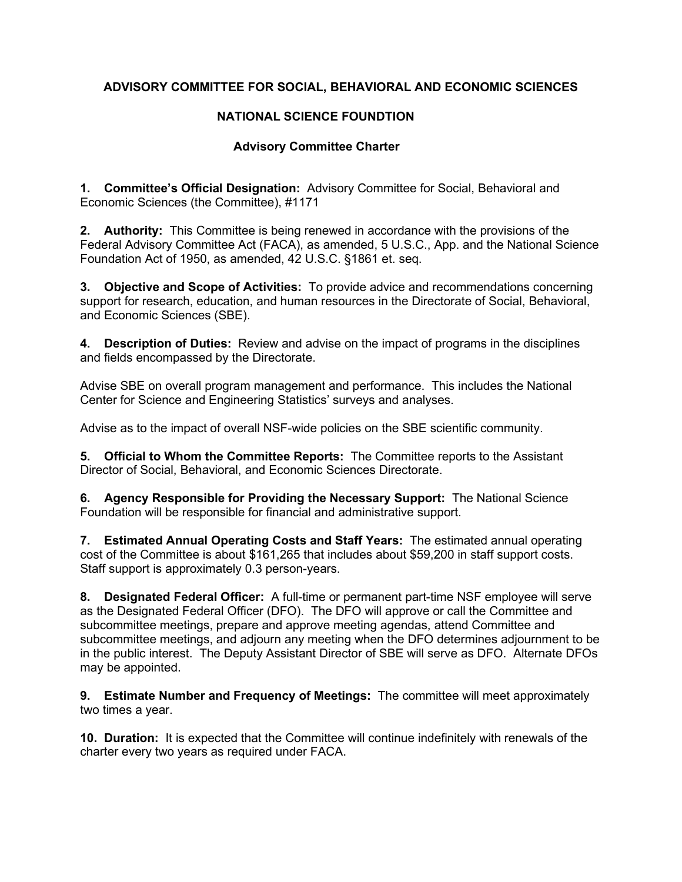**ADVISORY COMMITTEE FOR SOCIAL, BEHAVIORAL AND ECONOMIC SCIENCES**

**NATIONAL SCIENCE FOUNDTION**

**Advisory Committee Charter**

**1. Committee's Official Designation:** Advisory Committee for Social, Behavioral and Economic Sciences (the Committee), #1171

**2. Authority:** This Committee is being renewed in accordance with the provisions of the Federal Advisory Committee Act (FACA), as amended, 5 U.S.C., App. and the National Science Foundation Act of 1950, as amended, 42 U.S.C. §1861 et. seq.

**3. Objective and Scope of Activities:** To provide advice and recommendations concerning support for research, education, and human resources in the Directorate of Social, Behavioral, and Economic Sciences (SBE).

**4. Description of Duties:** Review and advise on the impact of programs in the disciplines and fields encompassed by the Directorate.

Advise SBE on overall program management and performance. This includes the National Center for Science and Engineering Statistics' surveys and analyses.

Advise as to the impact of overall NSF-wide policies on the SBE scientific community.

**5. Official to Whom the Committee Reports:** The Committee reports to the Assistant Director of Social, Behavioral, and Economic Sciences Directorate.

**6. Agency Responsible for Providing the Necessary Support:** The National Science Foundation will be responsible for financial and administrative support.

**7. Estimated Annual Operating Costs and Staff Years:** The estimated annual operating cost of the Committee is about $161,265 that includes about $59,200 in staff support costs. Staff support is approximately 0.3 person-years.

**8. Designated Federal Officer:** A full-time or permanent part-time NSF employee will serve as the Designated Federal Officer (DFO). The DFO will approve or call the Committee and subcommittee meetings, prepare and approve meeting agendas, attend Committee and subcommittee meetings, and adjourn any meeting when the DFO determines adjournment to be in the public interest. The Deputy Assistant Director of SBE will serve as DFO. Alternate DFOs may be appointed.

**9. Estimate Number and Frequency of Meetings:** The committee will meet approximately two times a year.

**10. Duration:** It is expected that the Committee will continue indefinitely with renewals of the charter every two years as required under FACA.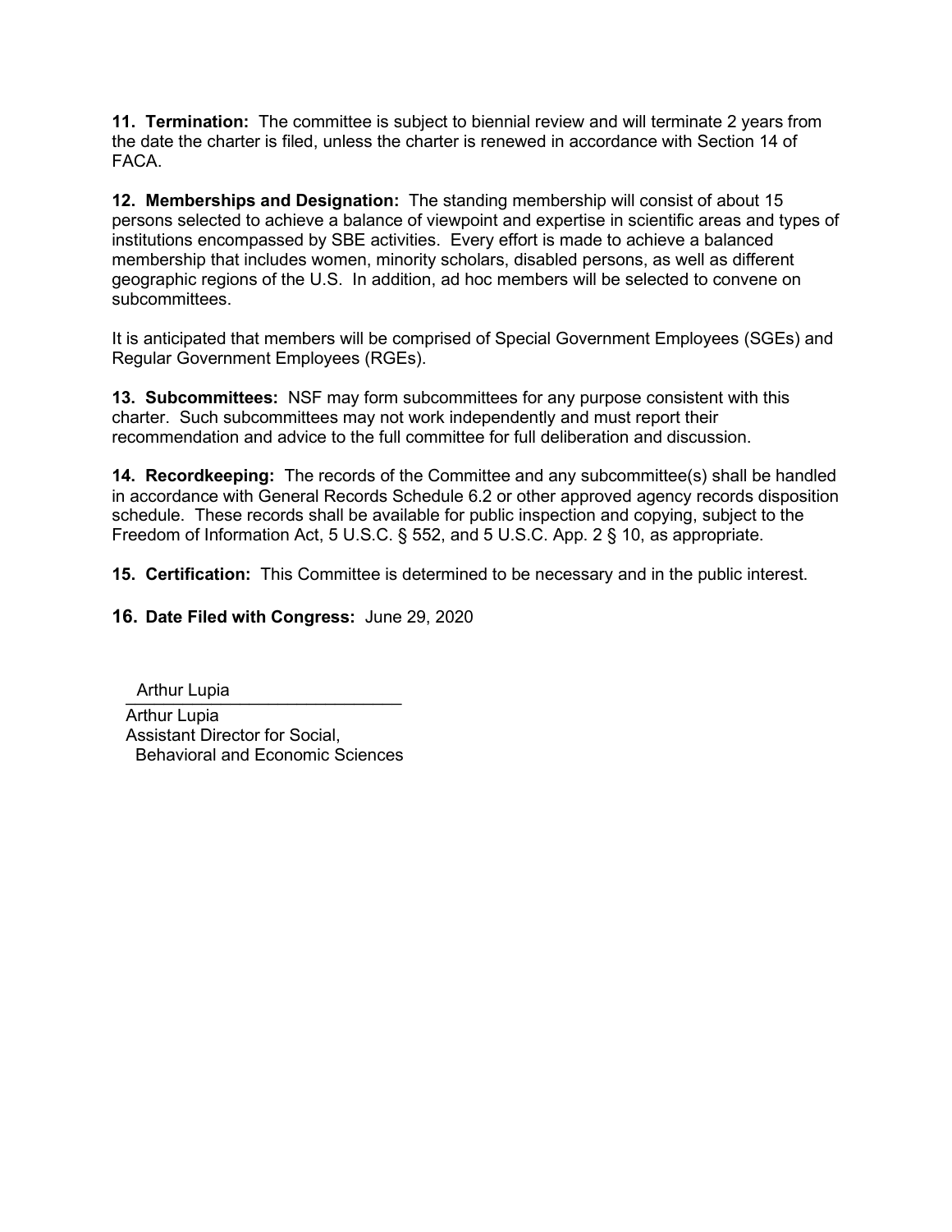**11. Termination:** The committee is subject to biennial review and will terminate 2 years from the date the charter is filed, unless the charter is renewed in accordance with Section 14 of FACA.

**12. Memberships and Designation:** The standing membership will consist of about 15 persons selected to achieve a balance of viewpoint and expertise in scientific areas and types of institutions encompassed by SBE activities. Every effort is made to achieve a balanced membership that includes women, minority scholars, disabled persons, as well as different geographic regions of the U.S. In addition, ad hoc members will be selected to convene on subcommittees.

It is anticipated that members will be comprised of Special Government Employees (SGEs) and Regular Government Employees (RGEs).

**13. Subcommittees:** NSF may form subcommittees for any purpose consistent with this charter. Such subcommittees may not work independently and must report their recommendation and advice to the full committee for full deliberation and discussion.

**14. Recordkeeping:** The records of the Committee and any subcommittee(s) shall be handled in accordance with General Records Schedule 6.2 or other approved agency records disposition schedule. These records shall be available for public inspection and copying, subject to the Freedom of Information Act, 5 U.S.C. § 552, and 5 U.S.C. App. 2 § 10, as appropriate.

**15. Certification:** This Committee is determined to be necessary and in the public interest.

**16. Date Filed with Congress:** June 29, 2020

Arthur Lupia

Arthur Lupia
Assistant Director for Social,
Behavioral and Economic Sciences